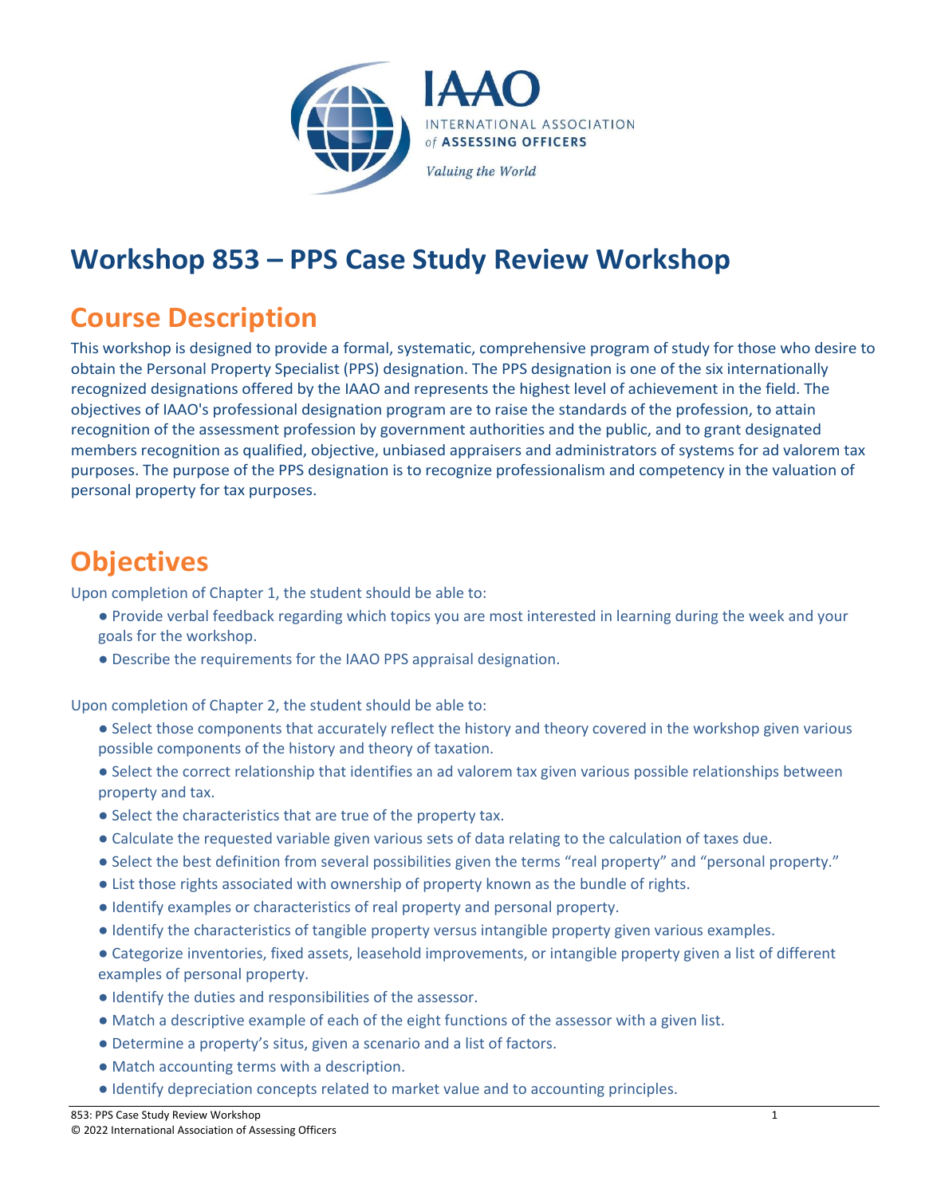# Workshop 853 – PPS Case Study Review Workshop

## Course Description

This workshop is designed to provide a formal, systematic, comprehensive program of study for those who desire to obtain the Personal Property Specialist (PPS) designation. The PPS designation is one of the six internationally recognized designations offered by the IAAO and represents the highest level of achievement in the field. The objectives of IAAO's professional designation program are to raise the standards of the profession, to attain recognition of the assessment profession by government authorities and the public, and to grant designated members recognition as qualified, objective, unbiased appraisers and administrators of systems for ad valorem tax purposes. The purpose of the PPS designation is to recognize professionalism and competency in the valuation of personal property for tax purposes.

## Objectives

Upon completion of Chapter 1, the student should be able to:

- Provide verbal feedback regarding which topics you are most interested in learning during the week and your goals for the workshop.
- Describe the requirements for the IAAO PPS appraisal designation.

Upon completion of Chapter 2, the student should be able to:

- Select those components that accurately reflect the history and theory covered in the workshop given various possible components of the history and theory of taxation.
- Select the correct relationship that identifies an ad valorem tax given various possible relationships between property and tax.
- Select the characteristics that are true of the property tax.
- Calculate the requested variable given various sets of data relating to the calculation of taxes due.
- Select the best definition from several possibilities given the terms "real property" and "personal property."
- List those rights associated with ownership of property known as the bundle of rights.
- Identify examples or characteristics of real property and personal property.
- Identify the characteristics of tangible property versus intangible property given various examples.
- Categorize inventories, fixed assets, leasehold improvements, or intangible property given a list of different examples of personal property.
- Identify the duties and responsibilities of the assessor.
- Match a descriptive example of each of the eight functions of the assessor with a given list.
- Determine a property's situs, given a scenario and a list of factors.
- Match accounting terms with a description.
- Identify depreciation concepts related to market value and to accounting principles.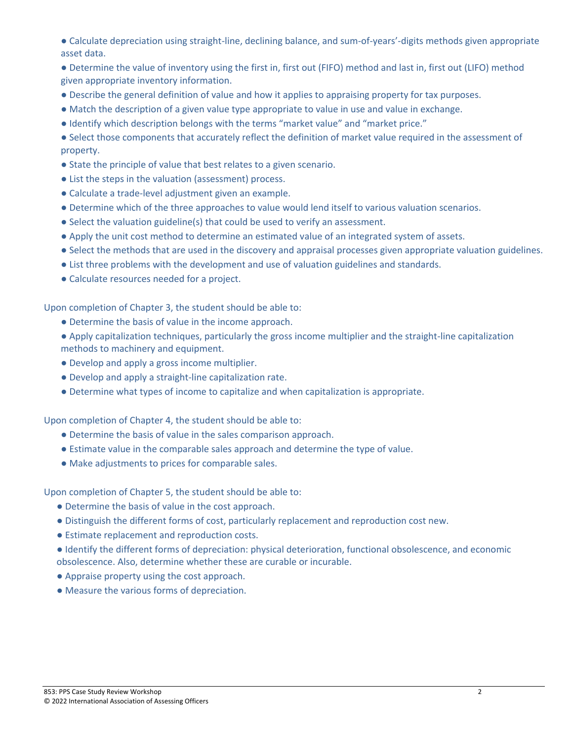- Calculate depreciation using straight-line, declining balance, and sum-of-years'-digits methods given appropriate asset data.
- Determine the value of inventory using the first in, first out (FIFO) method and last in, first out (LIFO) method given appropriate inventory information.
- Describe the general definition of value and how it applies to appraising property for tax purposes.
- Match the description of a given value type appropriate to value in use and value in exchange.
- Identify which description belongs with the terms "market value" and "market price."
- Select those components that accurately reflect the definition of market value required in the assessment of property.
- State the principle of value that best relates to a given scenario.
- List the steps in the valuation (assessment) process.
- Calculate a trade-level adjustment given an example.
- Determine which of the three approaches to value would lend itself to various valuation scenarios.
- Select the valuation guideline(s) that could be used to verify an assessment.
- Apply the unit cost method to determine an estimated value of an integrated system of assets.
- Select the methods that are used in the discovery and appraisal processes given appropriate valuation guidelines.
- List three problems with the development and use of valuation guidelines and standards.
- Calculate resources needed for a project.

Upon completion of Chapter 3, the student should be able to:

- Determine the basis of value in the income approach.
- Apply capitalization techniques, particularly the gross income multiplier and the straight-line capitalization methods to machinery and equipment.
- Develop and apply a gross income multiplier.
- Develop and apply a straight-line capitalization rate.
- Determine what types of income to capitalize and when capitalization is appropriate.

Upon completion of Chapter 4, the student should be able to:

- Determine the basis of value in the sales comparison approach.
- Estimate value in the comparable sales approach and determine the type of value.
- Make adjustments to prices for comparable sales.

Upon completion of Chapter 5, the student should be able to:

- Determine the basis of value in the cost approach.
- Distinguish the different forms of cost, particularly replacement and reproduction cost new.
- Estimate replacement and reproduction costs.
- Identify the different forms of depreciation: physical deterioration, functional obsolescence, and economic obsolescence. Also, determine whether these are curable or incurable.
- Appraise property using the cost approach.
- Measure the various forms of depreciation.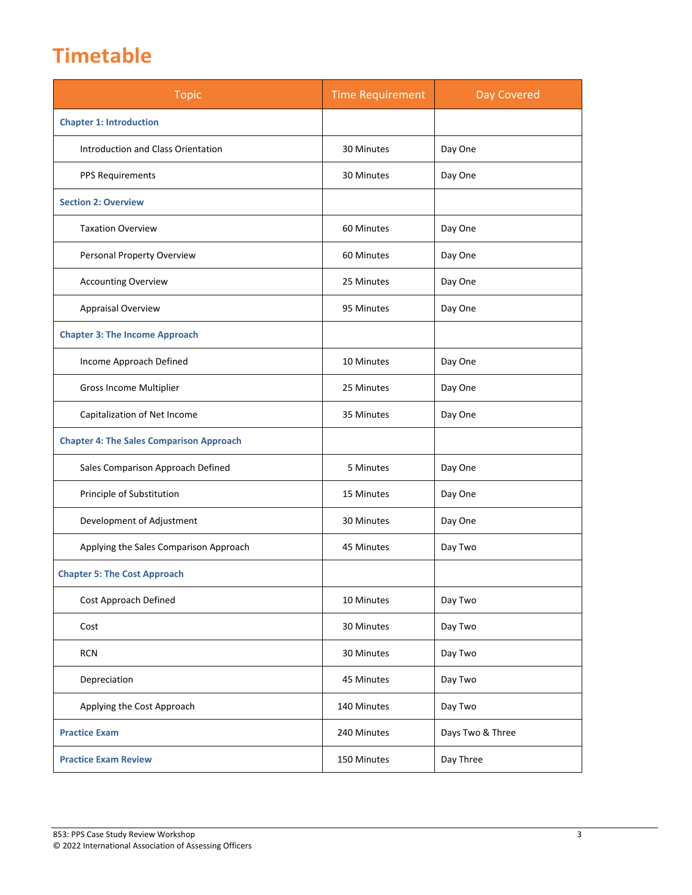# Timetable

| Topic | Time Requirement | Day Covered |
|---|---|---|
| **Chapter 1: Introduction** | | |
| Introduction and Class Orientation | 30 Minutes | Day One |
| PPS Requirements | 30 Minutes | Day One |
| **Section 2: Overview** | | |
| Taxation Overview | 60 Minutes | Day One |
| Personal Property Overview | 60 Minutes | Day One |
| Accounting Overview | 25 Minutes | Day One |
| Appraisal Overview | 95 Minutes | Day One |
| **Chapter 3: The Income Approach** | | |
| Income Approach Defined | 10 Minutes | Day One |
| Gross Income Multiplier | 25 Minutes | Day One |
| Capitalization of Net Income | 35 Minutes | Day One |
| **Chapter 4: The Sales Comparison Approach** | | |
| Sales Comparison Approach Defined | 5 Minutes | Day One |
| Principle of Substitution | 15 Minutes | Day One |
| Development of Adjustment | 30 Minutes | Day One |
| Applying the Sales Comparison Approach | 45 Minutes | Day Two |
| **Chapter 5: The Cost Approach** | | |
| Cost Approach Defined | 10 Minutes | Day Two |
| Cost | 30 Minutes | Day Two |
| RCN | 30 Minutes | Day Two |
| Depreciation | 45 Minutes | Day Two |
| Applying the Cost Approach | 140 Minutes | Day Two |
| **Practice Exam** | 240 Minutes | Days Two & Three |
| **Practice Exam Review** | 150 Minutes | Day Three |